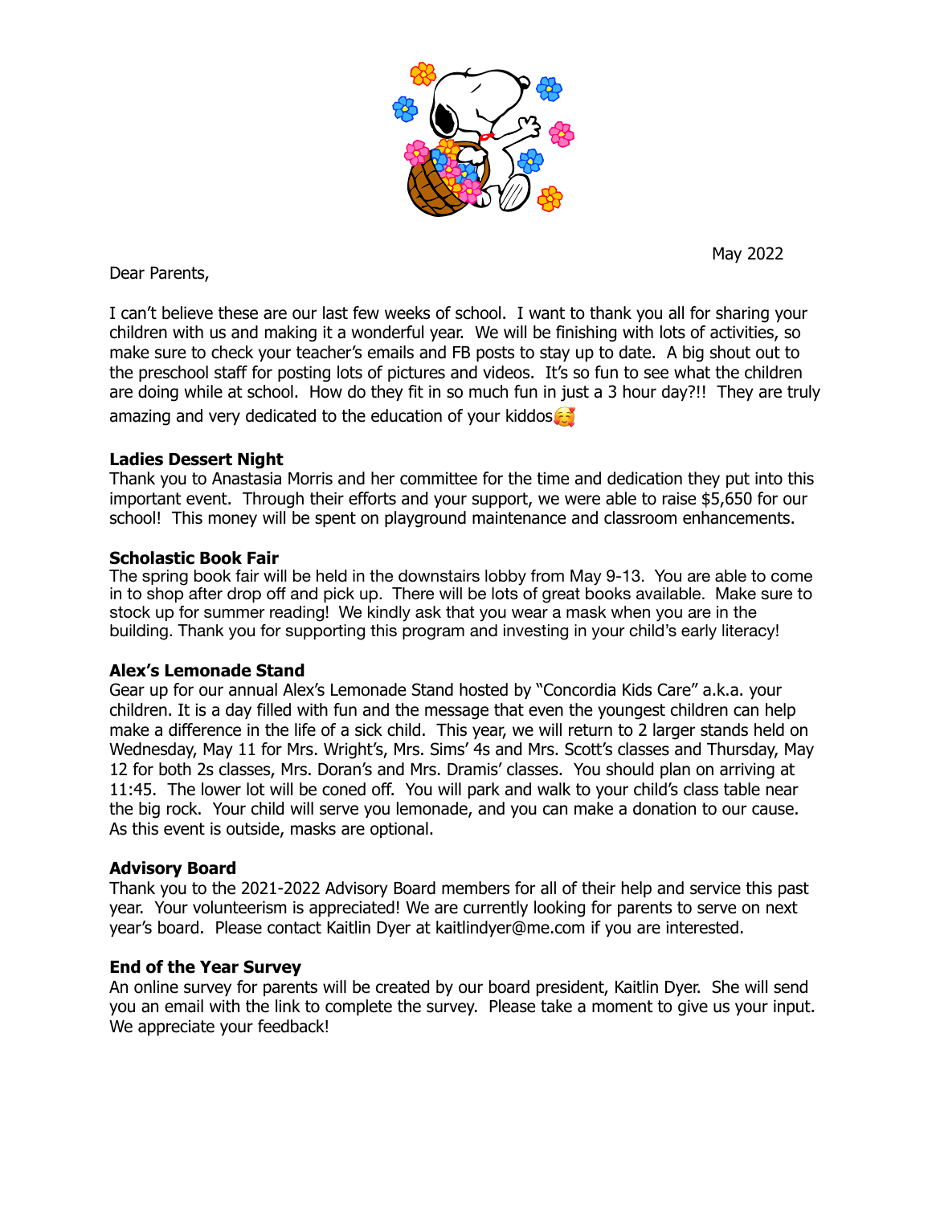May 2022

Dear Parents,

I can't believe these are our last few weeks of school. I want to thank you all for sharing your children with us and making it a wonderful year. We will be finishing with lots of activities, so make sure to check your teacher's emails and FB posts to stay up to date. A big shout out to the preschool staff for posting lots of pictures and videos. It's so fun to see what the children are doing while at school. How do they fit in so much fun in just a 3 hour day?!! They are truly amazing and very dedicated to the education of your kiddos🥰

**Ladies Dessert Night**

Thank you to Anastasia Morris and her committee for the time and dedication they put into this important event. Through their efforts and your support, we were able to raise $5,650 for our school! This money will be spent on playground maintenance and classroom enhancements.

**Scholastic Book Fair**

The spring book fair will be held in the downstairs lobby from May 9-13. You are able to come in to shop after drop off and pick up. There will be lots of great books available. Make sure to stock up for summer reading! We kindly ask that you wear a mask when you are in the building. Thank you for supporting this program and investing in your child's early literacy!

**Alex's Lemonade Stand**

Gear up for our annual Alex's Lemonade Stand hosted by "Concordia Kids Care" a.k.a. your children. It is a day filled with fun and the message that even the youngest children can help make a difference in the life of a sick child. This year, we will return to 2 larger stands held on Wednesday, May 11 for Mrs. Wright's, Mrs. Sims' 4s and Mrs. Scott's classes and Thursday, May 12 for both 2s classes, Mrs. Doran's and Mrs. Dramis' classes. You should plan on arriving at 11:45. The lower lot will be coned off. You will park and walk to your child's class table near the big rock. Your child will serve you lemonade, and you can make a donation to our cause. As this event is outside, masks are optional.

**Advisory Board**

Thank you to the 2021-2022 Advisory Board members for all of their help and service this past year. Your volunteerism is appreciated! We are currently looking for parents to serve on next year's board. Please contact Kaitlin Dyer at kaitlindyer@me.com if you are interested.

**End of the Year Survey**

An online survey for parents will be created by our board president, Kaitlin Dyer. She will send you an email with the link to complete the survey. Please take a moment to give us your input. We appreciate your feedback!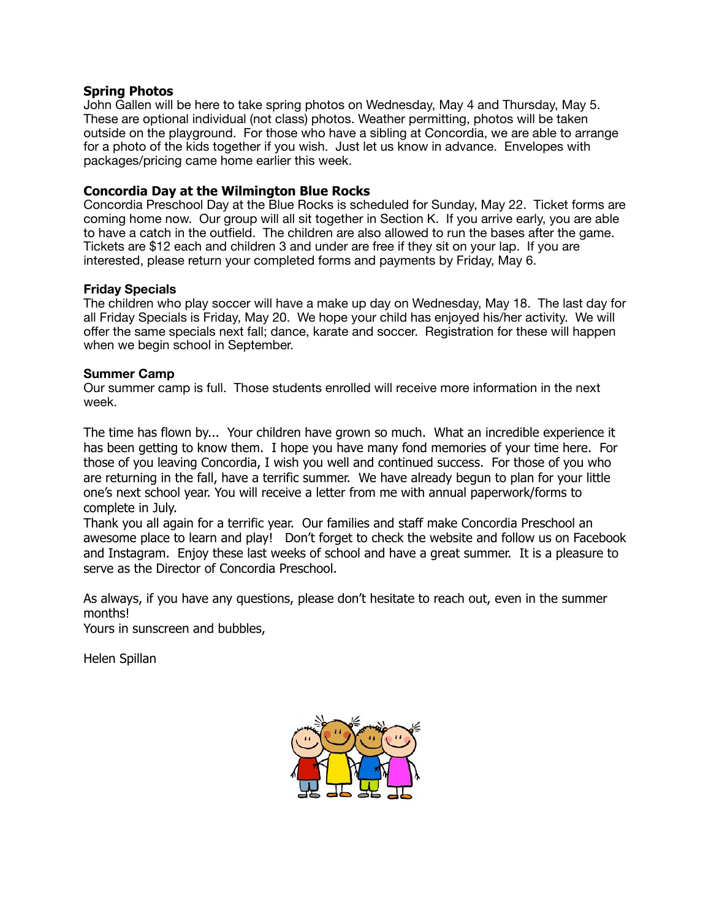### Spring Photos

John Gallen will be here to take spring photos on Wednesday, May 4 and Thursday, May 5. These are optional individual (not class) photos. Weather permitting, photos will be taken outside on the playground. For those who have a sibling at Concordia, we are able to arrange for a photo of the kids together if you wish. Just let us know in advance. Envelopes with packages/pricing came home earlier this week.

### Concordia Day at the Wilmington Blue Rocks

Concordia Preschool Day at the Blue Rocks is scheduled for Sunday, May 22. Ticket forms are coming home now. Our group will all sit together in Section K. If you arrive early, you are able to have a catch in the outfield. The children are also allowed to run the bases after the game. Tickets are $12 each and children 3 and under are free if they sit on your lap. If you are interested, please return your completed forms and payments by Friday, May 6.

### Friday Specials

The children who play soccer will have a make up day on Wednesday, May 18. The last day for all Friday Specials is Friday, May 20. We hope your child has enjoyed his/her activity. We will offer the same specials next fall; dance, karate and soccer. Registration for these will happen when we begin school in September.

### Summer Camp

Our summer camp is full. Those students enrolled will receive more information in the next week.

The time has flown by... Your children have grown so much. What an incredible experience it has been getting to know them. I hope you have many fond memories of your time here. For those of you leaving Concordia, I wish you well and continued success. For those of you who are returning in the fall, have a terrific summer. We have already begun to plan for your little one's next school year. You will receive a letter from me with annual paperwork/forms to complete in July.

Thank you all again for a terrific year. Our families and staff make Concordia Preschool an awesome place to learn and play! Don't forget to check the website and follow us on Facebook and Instagram. Enjoy these last weeks of school and have a great summer. It is a pleasure to serve as the Director of Concordia Preschool.

As always, if you have any questions, please don't hesitate to reach out, even in the summer months!

Yours in sunscreen and bubbles,

Helen Spillan